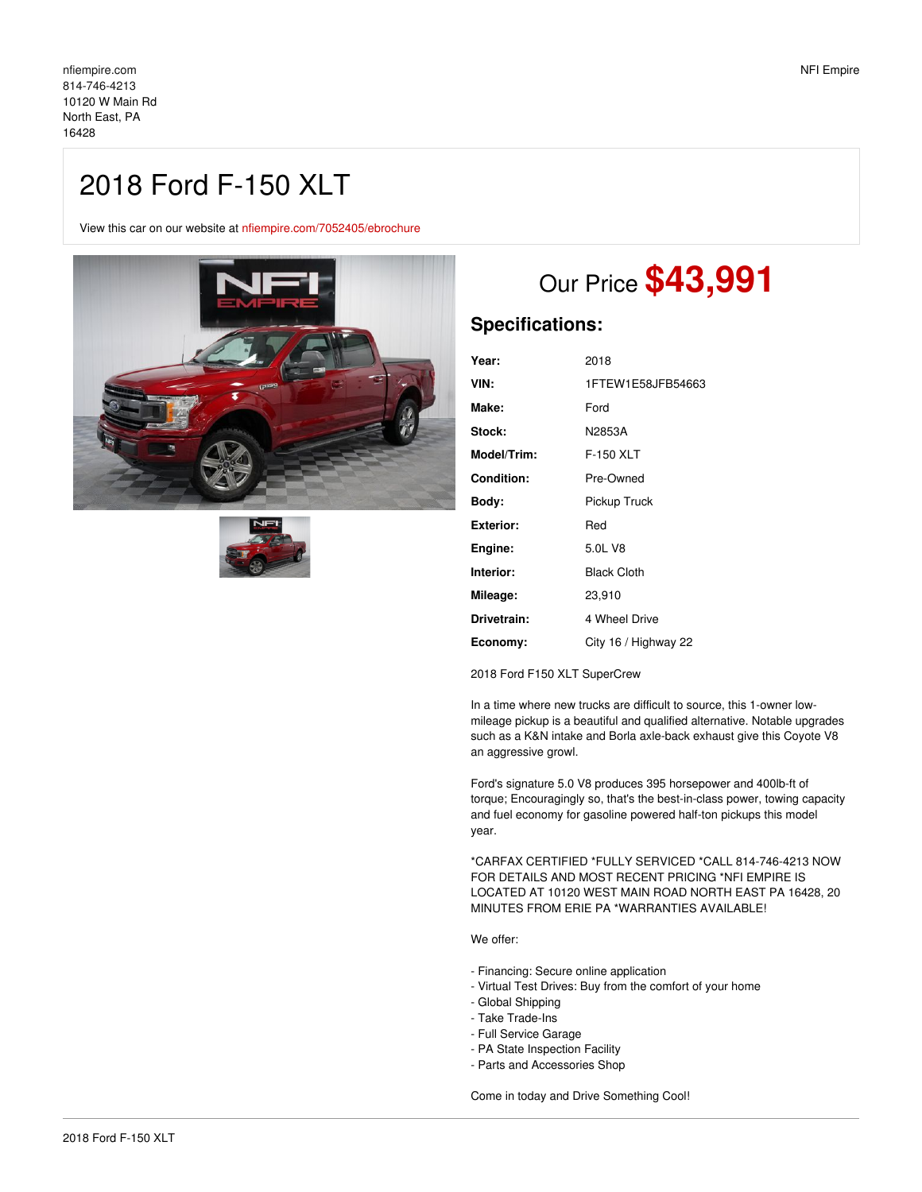nfiempire.com
814-746-4213
10120 W Main Rd
North East, PA
16428

NFI Empire

# 2018 Ford F-150 XLT

View this car on our website at nfiempire.com/7052405/ebrochure

## Our Price **$43,991**

### Specifications:

| | |
|---|---|
| **Year:** | 2018 |
| **VIN:** | 1FTEW1E58JFB54663 |
| **Make:** | Ford |
| **Stock:** | N2853A |
| **Model/Trim:** | F-150 XLT |
| **Condition:** | Pre-Owned |
| **Body:** | Pickup Truck |
| **Exterior:** | Red |
| **Engine:** | 5.0L V8 |
| **Interior:** | Black Cloth |
| **Mileage:** | 23,910 |
| **Drivetrain:** | 4 Wheel Drive |
| **Economy:** | City 16 / Highway 22 |

2018 Ford F150 XLT SuperCrew

In a time where new trucks are difficult to source, this 1-owner low-mileage pickup is a beautiful and qualified alternative. Notable upgrades such as a K&N intake and Borla axle-back exhaust give this Coyote V8 an aggressive growl.

Ford's signature 5.0 V8 produces 395 horsepower and 400lb-ft of torque; Encouragingly so, that's the best-in-class power, towing capacity and fuel economy for gasoline powered half-ton pickups this model year.

*CARFAX CERTIFIED *FULLY SERVICED *CALL 814-746-4213 NOW FOR DETAILS AND MOST RECENT PRICING *NFI EMPIRE IS LOCATED AT 10120 WEST MAIN ROAD NORTH EAST PA 16428, 20 MINUTES FROM ERIE PA *WARRANTIES AVAILABLE!

We offer:

- Financing: Secure online application
- Virtual Test Drives: Buy from the comfort of your home
- Global Shipping
- Take Trade-Ins
- Full Service Garage
- PA State Inspection Facility
- Parts and Accessories Shop

Come in today and Drive Something Cool!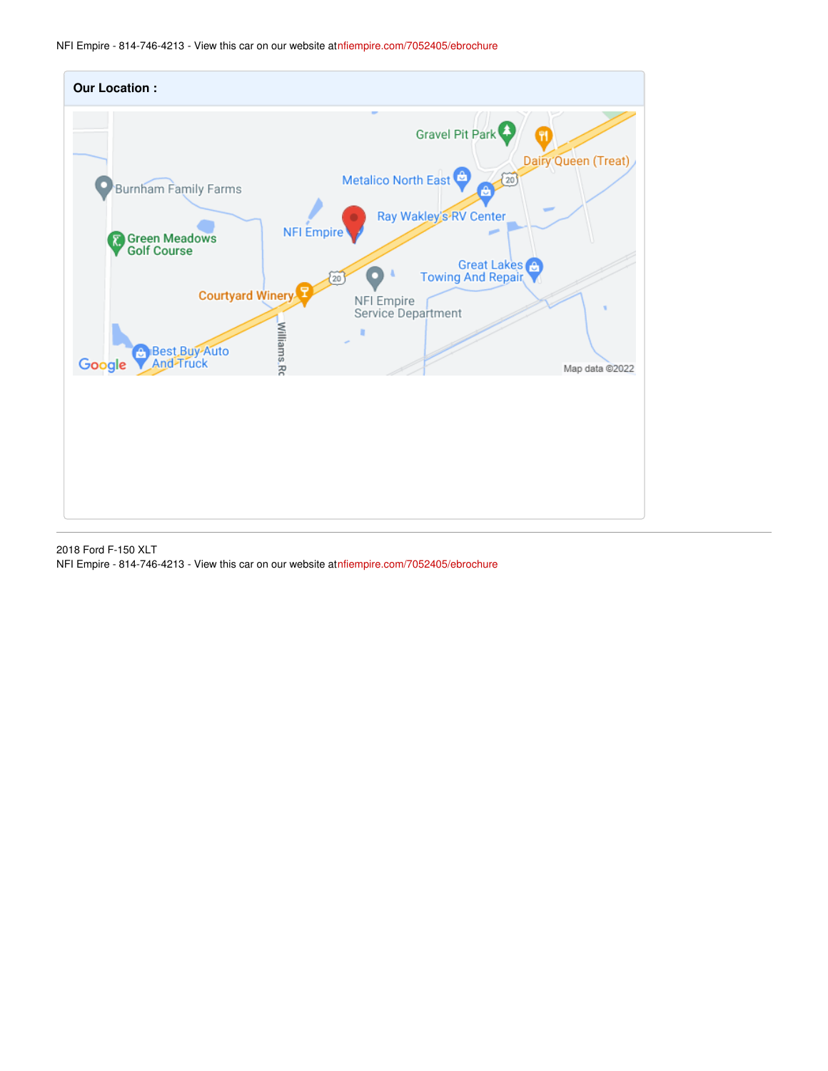## Our Location :

2018 Ford F-150 XLT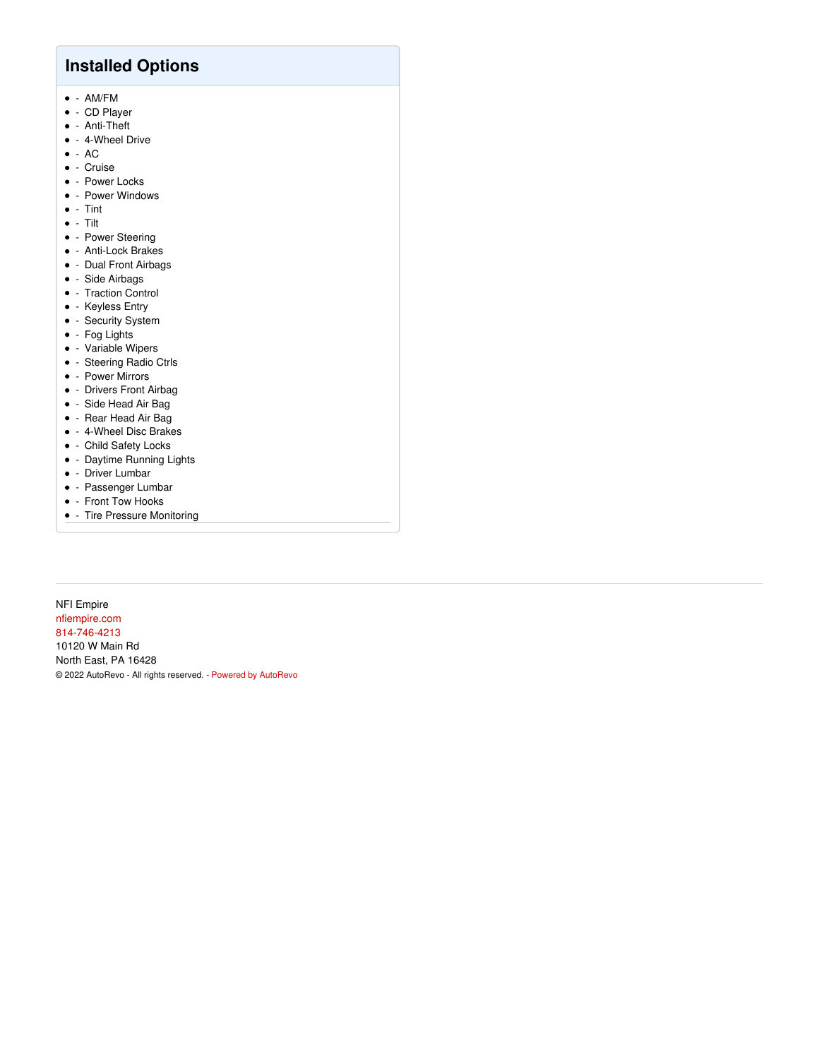## Installed Options

- - AM/FM
- - CD Player
- - Anti-Theft
- - 4-Wheel Drive
- - AC
- - Cruise
- - Power Locks
- - Power Windows
- - Tint
- - Tilt
- - Power Steering
- - Anti-Lock Brakes
- - Dual Front Airbags
- - Side Airbags
- - Traction Control
- - Keyless Entry
- - Security System
- - Fog Lights
- - Variable Wipers
- - Steering Radio Ctrls
- - Power Mirrors
- - Drivers Front Airbag
- - Side Head Air Bag
- - Rear Head Air Bag
- - 4-Wheel Disc Brakes
- - Child Safety Locks
- - Daytime Running Lights
- - Driver Lumbar
- - Passenger Lumbar
- - Front Tow Hooks
- - Tire Pressure Monitoring

---

NFI Empire
nfiempire.com
814-746-4213
10120 W Main Rd
North East, PA 16428
© 2022 AutoRevo - All rights reserved. - Powered by AutoRevo